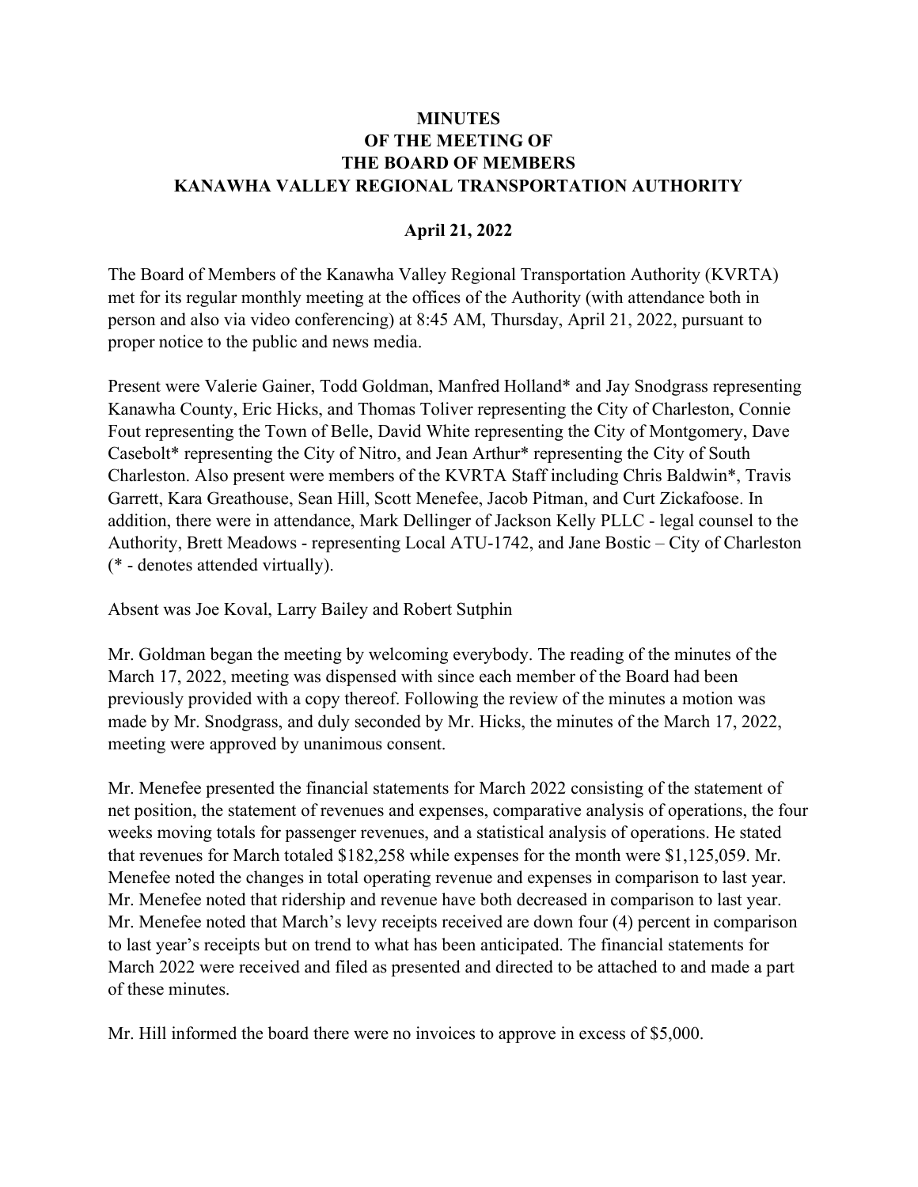# MINUTES
# OF THE MEETING OF
# THE BOARD OF MEMBERS
# KANAWHA VALLEY REGIONAL TRANSPORTATION AUTHORITY

**April 21, 2022**

The Board of Members of the Kanawha Valley Regional Transportation Authority (KVRTA) met for its regular monthly meeting at the offices of the Authority (with attendance both in person and also via video conferencing) at 8:45 AM, Thursday, April 21, 2022, pursuant to proper notice to the public and news media.

Present were Valerie Gainer, Todd Goldman, Manfred Holland* and Jay Snodgrass representing Kanawha County, Eric Hicks, and Thomas Toliver representing the City of Charleston, Connie Fout representing the Town of Belle, David White representing the City of Montgomery, Dave Casebolt* representing the City of Nitro, and Jean Arthur* representing the City of South Charleston. Also present were members of the KVRTA Staff including Chris Baldwin*, Travis Garrett, Kara Greathouse, Sean Hill, Scott Menefee, Jacob Pitman, and Curt Zickafoose. In addition, there were in attendance, Mark Dellinger of Jackson Kelly PLLC - legal counsel to the Authority, Brett Meadows - representing Local ATU-1742, and Jane Bostic – City of Charleston (* - denotes attended virtually).

Absent was Joe Koval, Larry Bailey and Robert Sutphin

Mr. Goldman began the meeting by welcoming everybody. The reading of the minutes of the March 17, 2022, meeting was dispensed with since each member of the Board had been previously provided with a copy thereof. Following the review of the minutes a motion was made by Mr. Snodgrass, and duly seconded by Mr. Hicks, the minutes of the March 17, 2022, meeting were approved by unanimous consent.

Mr. Menefee presented the financial statements for March 2022 consisting of the statement of net position, the statement of revenues and expenses, comparative analysis of operations, the four weeks moving totals for passenger revenues, and a statistical analysis of operations. He stated that revenues for March totaled $182,258 while expenses for the month were $1,125,059. Mr. Menefee noted the changes in total operating revenue and expenses in comparison to last year. Mr. Menefee noted that ridership and revenue have both decreased in comparison to last year. Mr. Menefee noted that March's levy receipts received are down four (4) percent in comparison to last year's receipts but on trend to what has been anticipated. The financial statements for March 2022 were received and filed as presented and directed to be attached to and made a part of these minutes.

Mr. Hill informed the board there were no invoices to approve in excess of $5,000.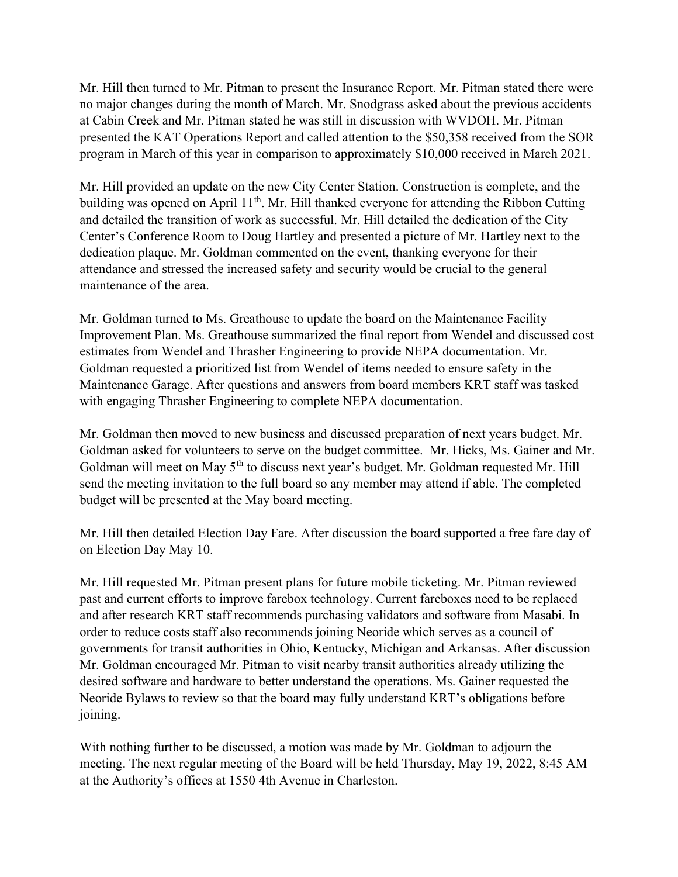Mr. Hill then turned to Mr. Pitman to present the Insurance Report. Mr. Pitman stated there were no major changes during the month of March. Mr. Snodgrass asked about the previous accidents at Cabin Creek and Mr. Pitman stated he was still in discussion with WVDOH. Mr. Pitman presented the KAT Operations Report and called attention to the $50,358 received from the SOR program in March of this year in comparison to approximately $10,000 received in March 2021.

Mr. Hill provided an update on the new City Center Station. Construction is complete, and the building was opened on April 11th. Mr. Hill thanked everyone for attending the Ribbon Cutting and detailed the transition of work as successful. Mr. Hill detailed the dedication of the City Center's Conference Room to Doug Hartley and presented a picture of Mr. Hartley next to the dedication plaque. Mr. Goldman commented on the event, thanking everyone for their attendance and stressed the increased safety and security would be crucial to the general maintenance of the area.

Mr. Goldman turned to Ms. Greathouse to update the board on the Maintenance Facility Improvement Plan. Ms. Greathouse summarized the final report from Wendel and discussed cost estimates from Wendel and Thrasher Engineering to provide NEPA documentation. Mr. Goldman requested a prioritized list from Wendel of items needed to ensure safety in the Maintenance Garage. After questions and answers from board members KRT staff was tasked with engaging Thrasher Engineering to complete NEPA documentation.

Mr. Goldman then moved to new business and discussed preparation of next years budget. Mr. Goldman asked for volunteers to serve on the budget committee. Mr. Hicks, Ms. Gainer and Mr. Goldman will meet on May 5th to discuss next year's budget. Mr. Goldman requested Mr. Hill send the meeting invitation to the full board so any member may attend if able. The completed budget will be presented at the May board meeting.

Mr. Hill then detailed Election Day Fare. After discussion the board supported a free fare day of on Election Day May 10.

Mr. Hill requested Mr. Pitman present plans for future mobile ticketing. Mr. Pitman reviewed past and current efforts to improve farebox technology. Current fareboxes need to be replaced and after research KRT staff recommends purchasing validators and software from Masabi. In order to reduce costs staff also recommends joining Neoride which serves as a council of governments for transit authorities in Ohio, Kentucky, Michigan and Arkansas. After discussion Mr. Goldman encouraged Mr. Pitman to visit nearby transit authorities already utilizing the desired software and hardware to better understand the operations. Ms. Gainer requested the Neoride Bylaws to review so that the board may fully understand KRT's obligations before joining.

With nothing further to be discussed, a motion was made by Mr. Goldman to adjourn the meeting. The next regular meeting of the Board will be held Thursday, May 19, 2022, 8:45 AM at the Authority's offices at 1550 4th Avenue in Charleston.